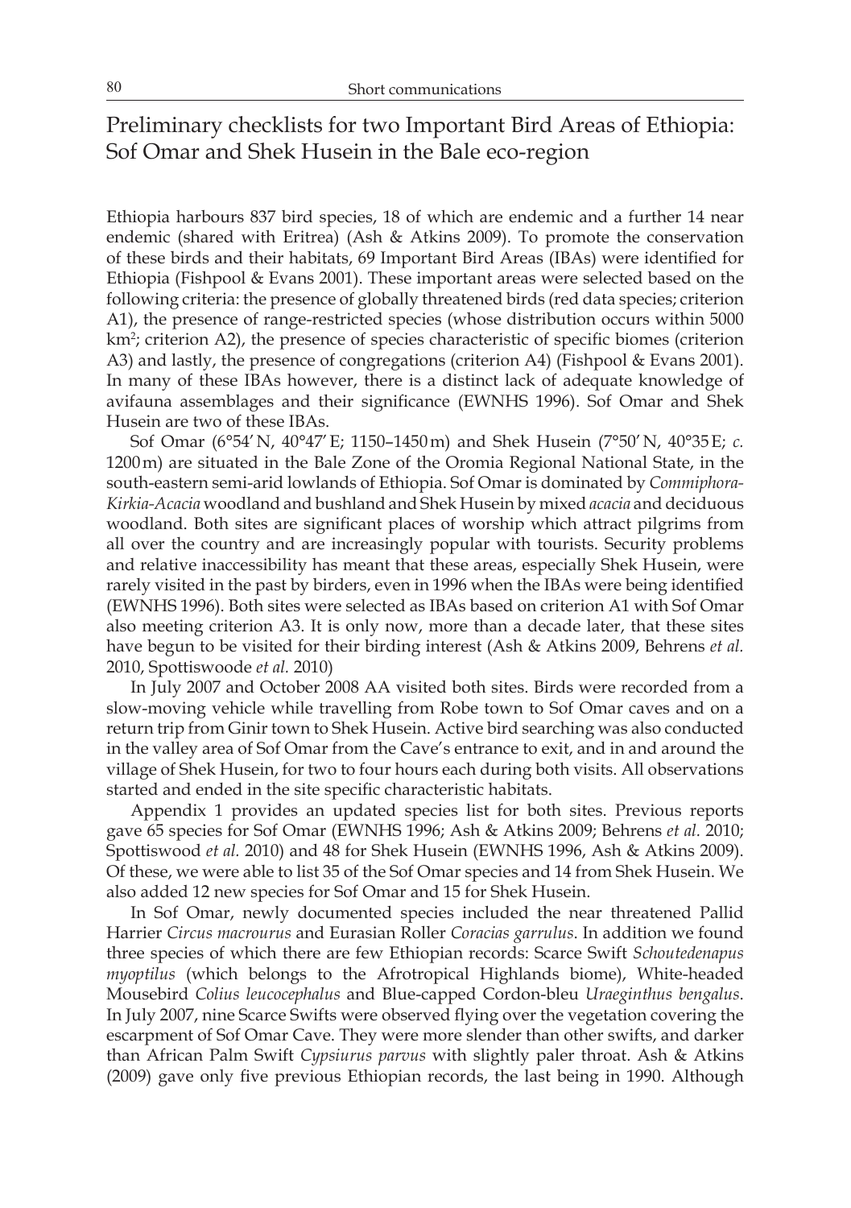# Preliminary checklists for two Important Bird Areas of Ethiopia: Sof Omar and Shek Husein in the Bale eco-region

Ethiopia harbours 837 bird species, 18 of which are endemic and a further 14 near endemic (shared with Eritrea) (Ash & Atkins 2009). To promote the conservation of these birds and their habitats, 69 Important Bird Areas (IBAs) were identified for Ethiopia (Fishpool & Evans 2001). These important areas were selected based on the following criteria: the presence of globally threatened birds (red data species; criterion A1), the presence of range-restricted species (whose distribution occurs within 5000 km$^2$; criterion A2), the presence of species characteristic of specific biomes (criterion A3) and lastly, the presence of congregations (criterion A4) (Fishpool & Evans 2001). In many of these IBAs however, there is a distinct lack of adequate knowledge of avifauna assemblages and their significance (EWNHS 1996). Sof Omar and Shek Husein are two of these IBAs.

Sof Omar (6°54′ N, 40°47′ E; 1150–1450 m) and Shek Husein (7°50′ N, 40°35 E; *c.* 1200 m) are situated in the Bale Zone of the Oromia Regional National State, in the south-eastern semi-arid lowlands of Ethiopia. Sof Omar is dominated by *Commiphora-Kirkia-Acacia* woodland and bushland and Shek Husein by mixed *acacia* and deciduous woodland. Both sites are significant places of worship which attract pilgrims from all over the country and are increasingly popular with tourists. Security problems and relative inaccessibility has meant that these areas, especially Shek Husein, were rarely visited in the past by birders, even in 1996 when the IBAs were being identified (EWNHS 1996). Both sites were selected as IBAs based on criterion A1 with Sof Omar also meeting criterion A3. It is only now, more than a decade later, that these sites have begun to be visited for their birding interest (Ash & Atkins 2009, Behrens *et al.* 2010, Spottiswoode *et al.* 2010)

In July 2007 and October 2008 AA visited both sites. Birds were recorded from a slow-moving vehicle while travelling from Robe town to Sof Omar caves and on a return trip from Ginir town to Shek Husein. Active bird searching was also conducted in the valley area of Sof Omar from the Cave's entrance to exit, and in and around the village of Shek Husein, for two to four hours each during both visits. All observations started and ended in the site specific characteristic habitats.

Appendix 1 provides an updated species list for both sites. Previous reports gave 65 species for Sof Omar (EWNHS 1996; Ash & Atkins 2009; Behrens *et al.* 2010; Spottiswood *et al.* 2010) and 48 for Shek Husein (EWNHS 1996, Ash & Atkins 2009). Of these, we were able to list 35 of the Sof Omar species and 14 from Shek Husein. We also added 12 new species for Sof Omar and 15 for Shek Husein.

In Sof Omar, newly documented species included the near threatened Pallid Harrier *Circus macrourus* and Eurasian Roller *Coracias garrulus*. In addition we found three species of which there are few Ethiopian records: Scarce Swift *Schoutedenapus myoptilus* (which belongs to the Afrotropical Highlands biome), White-headed Mousebird *Colius leucocephalus* and Blue-capped Cordon-bleu *Uraeginthus bengalus*. In July 2007, nine Scarce Swifts were observed flying over the vegetation covering the escarpment of Sof Omar Cave. They were more slender than other swifts, and darker than African Palm Swift *Cypsiurus parvus* with slightly paler throat. Ash & Atkins (2009) gave only five previous Ethiopian records, the last being in 1990. Although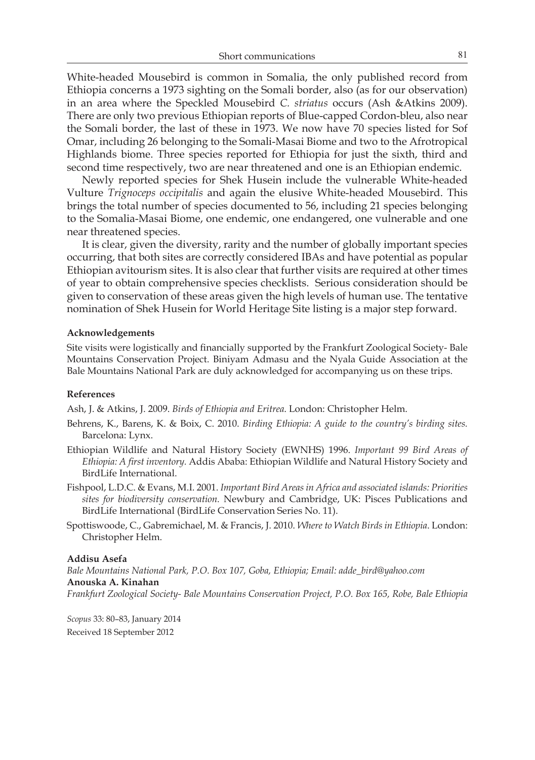White-headed Mousebird is common in Somalia, the only published record from Ethiopia concerns a 1973 sighting on the Somali border, also (as for our observation) in an area where the Speckled Mousebird *C. striatus* occurs (Ash &Atkins 2009). There are only two previous Ethiopian reports of Blue-capped Cordon-bleu, also near the Somali border, the last of these in 1973. We now have 70 species listed for Sof Omar, including 26 belonging to the Somali-Masai Biome and two to the Afrotropical Highlands biome. Three species reported for Ethiopia for just the sixth, third and second time respectively, two are near threatened and one is an Ethiopian endemic.

Newly reported species for Shek Husein include the vulnerable White-headed Vulture *Trignoceps occipitalis* and again the elusive White-headed Mousebird. This brings the total number of species documented to 56, including 21 species belonging to the Somalia-Masai Biome, one endemic, one endangered, one vulnerable and one near threatened species.

It is clear, given the diversity, rarity and the number of globally important species occurring, that both sites are correctly considered IBAs and have potential as popular Ethiopian avitourism sites. It is also clear that further visits are required at other times of year to obtain comprehensive species checklists. Serious consideration should be given to conservation of these areas given the high levels of human use. The tentative nomination of Shek Husein for World Heritage Site listing is a major step forward.

#### Acknowledgements

Site visits were logistically and financially supported by the Frankfurt Zoological Society- Bale Mountains Conservation Project. Biniyam Admasu and the Nyala Guide Association at the Bale Mountains National Park are duly acknowledged for accompanying us on these trips.

#### References

Ash, J. & Atkins, J. 2009. *Birds of Ethiopia and Eritrea.* London: Christopher Helm.

Behrens, K., Barens, K. & Boix, C. 2010. *Birding Ethiopia: A guide to the country's birding sites.* Barcelona: Lynx.

Ethiopian Wildlife and Natural History Society (EWNHS) 1996. *Important 99 Bird Areas of Ethiopia: A first inventory.* Addis Ababa: Ethiopian Wildlife and Natural History Society and BirdLife International.

Fishpool, L.D.C. & Evans, M.I. 2001. *Important Bird Areas in Africa and associated islands: Priorities sites for biodiversity conservation.* Newbury and Cambridge, UK: Pisces Publications and BirdLife International (BirdLife Conservation Series No. 11).

Spottiswoode, C., Gabremichael, M. & Francis, J. 2010. *Where to Watch Birds in Ethiopia*. London: Christopher Helm.

**Addisu Asefa**

*Bale Mountains National Park, P.O. Box 107, Goba, Ethiopia; Email: adde_bird@yahoo.com*

**Anouska A. Kinahan**

*Frankfurt Zoological Society- Bale Mountains Conservation Project, P.O. Box 165, Robe, Bale Ethiopia*

Received 18 September 2012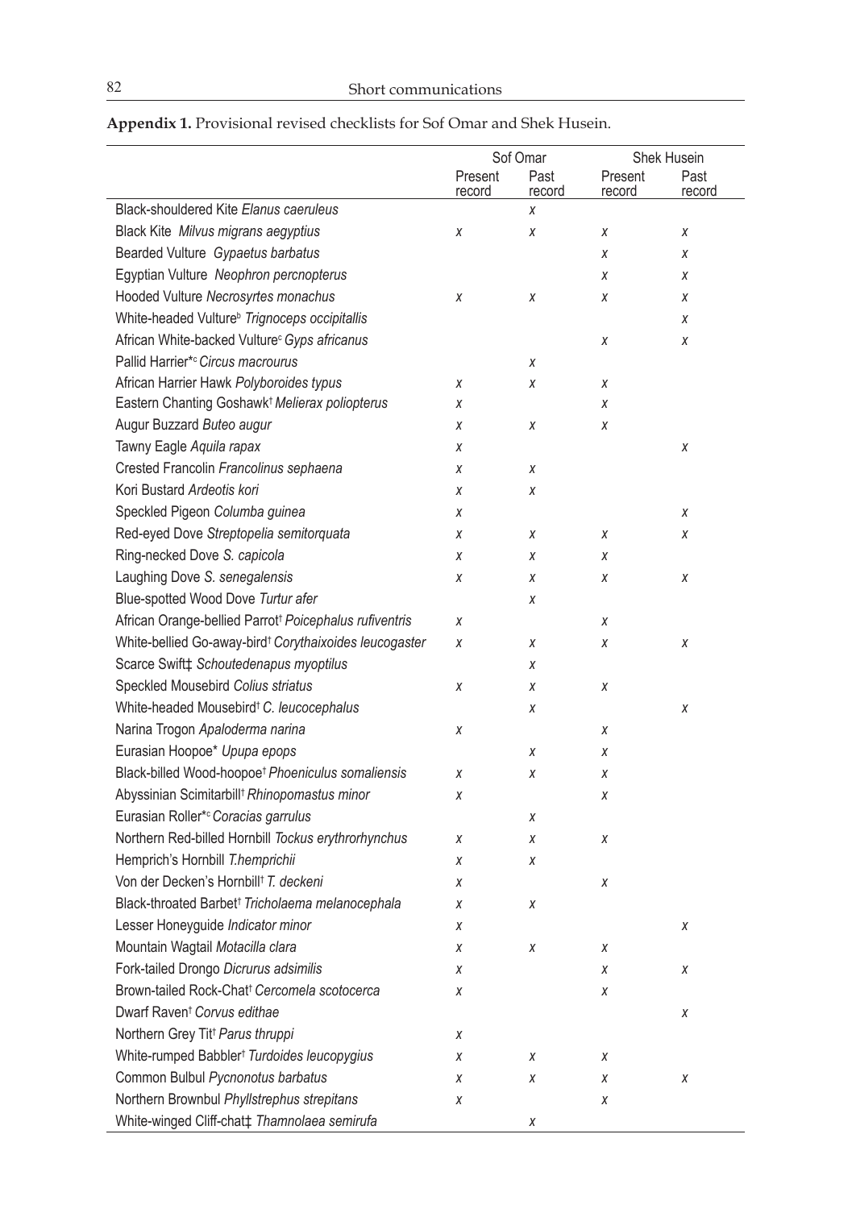**Appendix 1.** Provisional revised checklists for Sof Omar and Shek Husein.

| | Sof Omar | | Shek Husein | |
|---|---|---|---|---|
| | Present record | Past record | Present record | Past record |
| Black-shouldered Kite *Elanus caeruleus* | | x | | |
| Black Kite *Milvus migrans aegyptius* | x | x | x | x |
| Bearded Vulture *Gypaetus barbatus* | | | x | x |
| Egyptian Vulture *Neophron percnopterus* | | | x | x |
| Hooded Vulture *Necrosyrtes monachus* | x | x | x | x |
| White-headed Vulture[b] *Trignoceps occipitallis* | | | | x |
| African White-backed Vulture[c] *Gyps africanus* | | | x | x |
| Pallid Harrier*[c] *Circus macrourus* | | x | | |
| African Harrier Hawk *Polyboroides typus* | x | x | x | |
| Eastern Chanting Goshawk[†] *Melierax poliopterus* | x | | x | |
| Augur Buzzard *Buteo augur* | x | x | x | |
| Tawny Eagle *Aquila rapax* | x | | | x |
| Crested Francolin *Francolinus sephaena* | x | x | | |
| Kori Bustard *Ardeotis kori* | x | x | | |
| Speckled Pigeon *Columba guinea* | x | | | x |
| Red-eyed Dove *Streptopelia semitorquata* | x | x | x | x |
| Ring-necked Dove *S. capicola* | x | x | x | |
| Laughing Dove *S. senegalensis* | x | x | x | x |
| Blue-spotted Wood Dove *Turtur afer* | | x | | |
| African Orange-bellied Parrot[†] *Poicephalus rufiventris* | x | | x | |
| White-bellied Go-away-bird[†] *Corythaixoides leucogaster* | x | x | x | x |
| Scarce Swift‡ *Schoutedenapus myoptilus* | | x | | |
| Speckled Mousebird *Colius striatus* | x | x | x | |
| White-headed Mousebird[†] *C. leucocephalus* | | x | | x |
| Narina Trogon *Apaloderma narina* | x | | x | |
| Eurasian Hoopoe* *Upupa epops* | | x | x | |
| Black-billed Wood-hoopoe[†] *Phoeniculus somaliensis* | x | x | x | |
| Abyssinian Scimitarbill[†] *Rhinopomastus minor* | x | | x | |
| Eurasian Roller*[c] *Coracias garrulus* | | x | | |
| Northern Red-billed Hornbill *Tockus erythrorhynchus* | x | x | x | |
| Hemprich's Hornbill *T.hemprichii* | x | x | | |
| Von der Decken's Hornbill[†] *T. deckeni* | x | | x | |
| Black-throated Barbet[†] *Tricholaema melanocephala* | x | x | | |
| Lesser Honeyguide *Indicator minor* | x | | | x |
| Mountain Wagtail *Motacilla clara* | x | x | x | |
| Fork-tailed Drongo *Dicrurus adsimilis* | x | | x | x |
| Brown-tailed Rock-Chat[†] *Cercomela scotocerca* | x | | x | |
| Dwarf Raven[†] *Corvus edithae* | | | | x |
| Northern Grey Tit[†] *Parus thruppi* | x | | | |
| White-rumped Babbler[†] *Turdoides leucopygius* | x | x | x | |
| Common Bulbul *Pycnonotus barbatus* | x | x | x | x |
| Northern Brownbul *Phyllstrephus strepitans* | x | | x | |
| White-winged Cliff-chat‡ *Thamnolaea semirufa* | | x | | |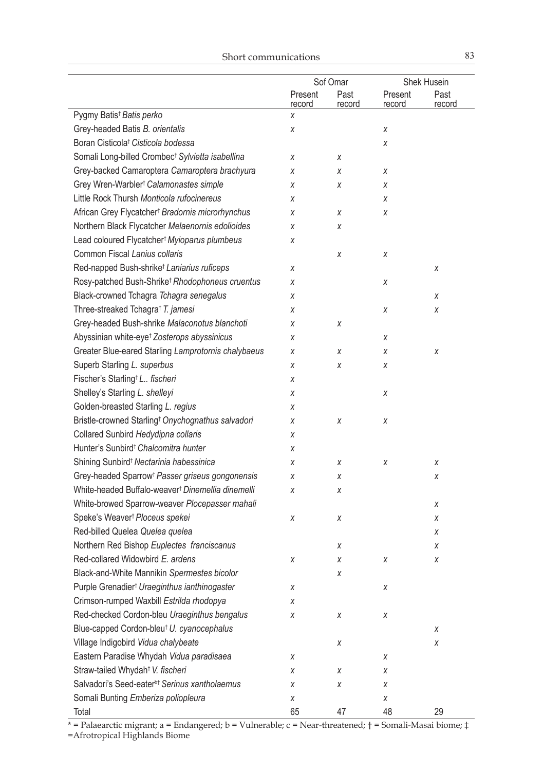| | Sof Omar | | Shek Husein | |
|---|---|---|---|---|
| | Present record | Past record | Present record | Past record |
| Pygmy Batis† *Batis perko* | x | | | |
| Grey-headed Batis *B. orientalis* | x | | x | |
| Boran Cisticola† *Cisticola bodessa* | | | x | |
| Somali Long-billed Crombec† *Sylvietta isabellina* | x | x | | |
| Grey-backed Camaroptera *Camaroptera brachyura* | x | x | x | |
| Grey Wren-Warbler† *Calamonastes simple* | x | x | x | |
| Little Rock Thursh *Monticola rufocinereus* | x | | x | |
| African Grey Flycatcher† *Bradornis microrhynchus* | x | x | x | |
| Northern Black Flycatcher *Melaenornis edolioides* | x | x | | |
| Lead coloured Flycatcher† *Myioparus plumbeus* | x | | | |
| Common Fiscal *Lanius collaris* | | x | x | |
| Red-napped Bush-shrike† *Laniarius ruficeps* | x | | | x |
| Rosy-patched Bush-Shrike† *Rhodophoneus cruentus* | x | | x | |
| Black-crowned Tchagra *Tchagra senegalus* | x | | | x |
| Three-streaked Tchagra† *T. jamesi* | x | | x | x |
| Grey-headed Bush-shrike *Malaconotus blanchoti* | x | x | | |
| Abyssinian white-eye† *Zosterops abyssinicus* | x | | x | |
| Greater Blue-eared Starling *Lamprotornis chalybaeus* | x | x | x | x |
| Superb Starling *L. superbus* | x | x | x | |
| Fischer's Starling† *L.. fischeri* | x | | | |
| Shelley's Starling *L. shelleyi* | x | | x | |
| Golden-breasted Starling *L. regius* | x | | | |
| Bristle-crowned Starling† *Onychognathus salvadori* | x | x | x | |
| Collared Sunbird *Hedydipna collaris* | x | | | |
| Hunter's Sunbird† *Chalcomitra hunter* | x | | | |
| Shining Sunbird† *Nectarinia habessinica* | x | x | x | x |
| Grey-headed Sparrow† *Passer griseus gongonensis* | x | x | | x |
| White-headed Buffalo-weaver† *Dinemellia dinemelli* | x | x | | |
| White-browed Sparrow-weaver *Plocepasser mahali* | | | | x |
| Speke's Weaver† *Ploceus spekei* | x | x | | x |
| Red-billed Quelea *Quelea quelea* | | | | x |
| Northern Red Bishop *Euplectes franciscanus* | | x | | x |
| Red-collared Widowbird *E. ardens* | x | x | x | x |
| Black-and-White Mannikin *Spermestes bicolor* | | x | | |
| Purple Grenadier† *Uraeginthus ianthinogaster* | x | | x | |
| Crimson-rumped Waxbill *Estrilda rhodopya* | x | | | |
| Red-checked Cordon-bleu *Uraeginthus bengalus* | x | x | x | |
| Blue-capped Cordon-bleu† *U. cyanocephalus* | | | | x |
| Village Indigobird *Vidua chalybeate* | | x | | x |
| Eastern Paradise Whydah *Vidua paradisaea* | x | | x | |
| Straw-tailed Whydah† *V. fischeri* | x | x | x | |
| Salvadori's Seed-eater[b†] *Serinus xantholaemus* | x | x | x | |
| Somali Bunting *Emberiza poliopleura* | x | | x | |
| Total | 65 | 47 | 48 | 29 |

* = Palaearctic migrant; a = Endangered; b = Vulnerable; c = Near-threatened; † = Somali-Masai biome; ‡ =Afrotropical Highlands Biome